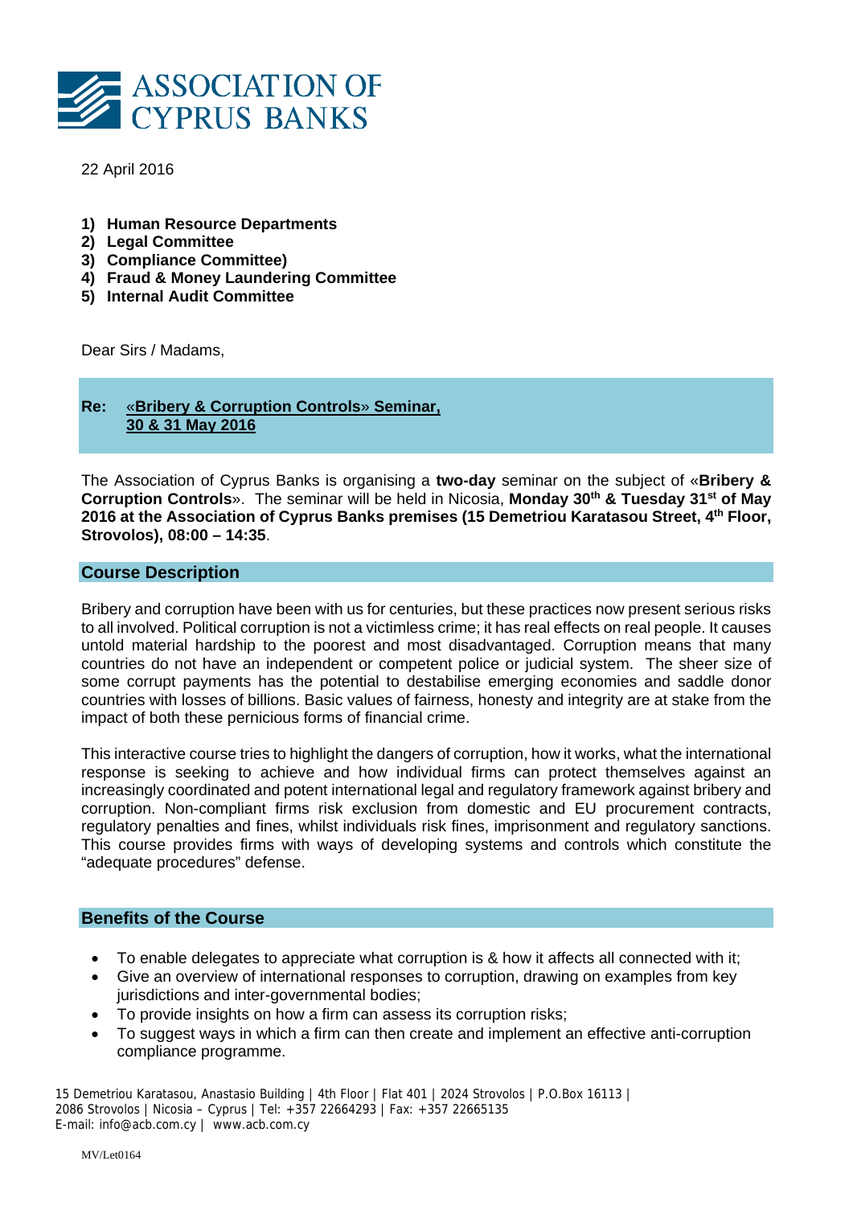ASSOCIATION OF CYPRUS BANKS

22 April 2016

1) **Human Resource Departments**
2) **Legal Committee**
3) **Compliance Committee)**
4) **Fraud & Money Laundering Committee**
5) **Internal Audit Committee**

Dear Sirs / Madams,

**Re: «Bribery & Corruption Controls» Seminar, 30 & 31 May 2016**

The Association of Cyprus Banks is organising a **two-day** seminar on the subject of «**Bribery & Corruption Controls**». The seminar will be held in Nicosia, **Monday 30th & Tuesday 31st of May 2016 at the Association of Cyprus Banks premises (15 Demetriou Karatasou Street, 4th Floor, Strovolos), 08:00 – 14:35**.

## Course Description

Bribery and corruption have been with us for centuries, but these practices now present serious risks to all involved. Political corruption is not a victimless crime; it has real effects on real people. It causes untold material hardship to the poorest and most disadvantaged. Corruption means that many countries do not have an independent or competent police or judicial system. The sheer size of some corrupt payments has the potential to destabilise emerging economies and saddle donor countries with losses of billions. Basic values of fairness, honesty and integrity are at stake from the impact of both these pernicious forms of financial crime.

This interactive course tries to highlight the dangers of corruption, how it works, what the international response is seeking to achieve and how individual firms can protect themselves against an increasingly coordinated and potent international legal and regulatory framework against bribery and corruption. Non-compliant firms risk exclusion from domestic and EU procurement contracts, regulatory penalties and fines, whilst individuals risk fines, imprisonment and regulatory sanctions. This course provides firms with ways of developing systems and controls which constitute the "adequate procedures" defense.

## Benefits of the Course

- To enable delegates to appreciate what corruption is & how it affects all connected with it;
- Give an overview of international responses to corruption, drawing on examples from key jurisdictions and inter-governmental bodies;
- To provide insights on how a firm can assess its corruption risks;
- To suggest ways in which a firm can then create and implement an effective anti-corruption compliance programme.

15 Demetriou Karatasou, Anastasio Building | 4th Floor | Flat 401 | 2024 Strovolos | P.O.Box 16113 | 2086 Strovolos | Nicosia – Cyprus | Tel: +357 22664293 | Fax: +357 22665135
E-mail: info@acb.com.cy | www.acb.com.cy

MV/Let0164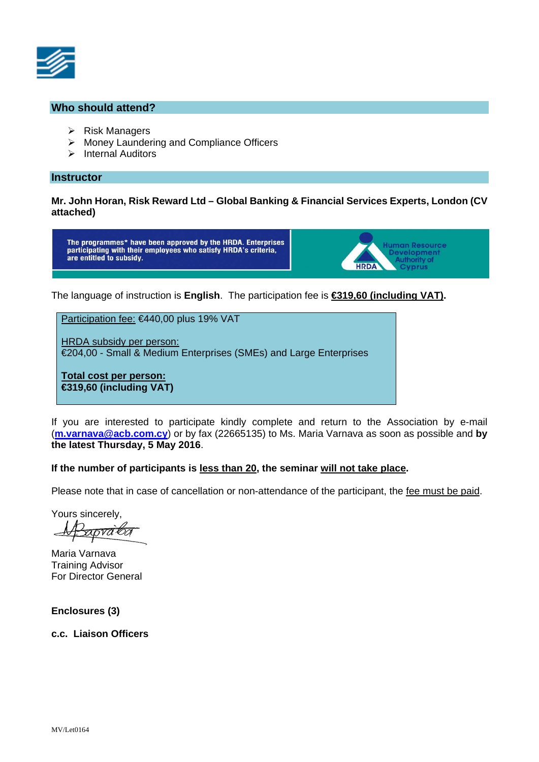## Who should attend?

- Risk Managers
- Money Laundering and Compliance Officers
- Internal Auditors

## Instructor

**Mr. John Horan, Risk Reward Ltd – Global Banking & Financial Services Experts, London (CV attached)**

**The programmes* have been approved by the HRDA. Enterprises participating with their employees who satisfy HRDA's criteria, are entitled to subsidy.**

HRDA Human Resource Development Authority of Cyprus

The language of instruction is **English**. The participation fee is **€319,60 (including VAT).**

Participation fee: €440,00 plus 19% VAT

HRDA subsidy per person:
€204,00 - Small & Medium Enterprises (SMEs) and Large Enterprises

**Total cost per person:**
**€319,60 (including VAT)**

If you are interested to participate kindly complete and return to the Association by e-mail (**m.varnava@acb.com.cy**) or by fax (22665135) to Ms. Maria Varnava as soon as possible and **by the latest Thursday, 5 May 2016**.

**If the number of participants is less than 20, the seminar will not take place.**

Please note that in case of cancellation or non-attendance of the participant, the fee must be paid.

Yours sincerely,

Maria Varnava
Training Advisor
For Director General

**Enclosures (3)**

**c.c. Liaison Officers**

MV/Let0164